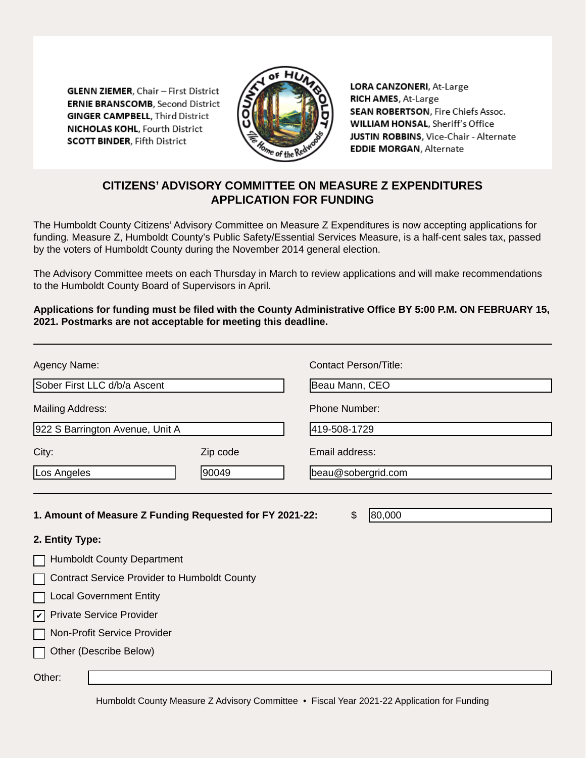**GLENN ZIEMER**, Chair – First District
**ERNIE BRANSCOMB**, Second District
**GINGER CAMPBELL**, Third District
**NICHOLAS KOHL**, Fourth District
**SCOTT BINDER**, Fifth District

**LORA CANZONERI**, At-Large
**RICH AMES**, At-Large
**SEAN ROBERTSON**, Fire Chiefs Assoc.
**WILLIAM HONSAL**, Sheriff's Office
**JUSTIN ROBBINS**, Vice-Chair - Alternate
**EDDIE MORGAN**, Alternate

# CITIZENS' ADVISORY COMMITTEE ON MEASURE Z EXPENDITURES
# APPLICATION FOR FUNDING

The Humboldt County Citizens' Advisory Committee on Measure Z Expenditures is now accepting applications for funding. Measure Z, Humboldt County's Public Safety/Essential Services Measure, is a half-cent sales tax, passed by the voters of Humboldt County during the November 2014 general election.

The Advisory Committee meets on each Thursday in March to review applications and will make recommendations to the Humboldt County Board of Supervisors in April.

**Applications for funding must be filed with the County Administrative Office BY 5:00 P.M. ON FEBRUARY 15, 2021. Postmarks are not acceptable for meeting this deadline.**

---

Agency Name: Sober First LLC d/b/a Ascent

Contact Person/Title: Beau Mann, CEO

Mailing Address: 922 S Barrington Avenue, Unit A

Phone Number: 419-508-1729

City: Los Angeles

Zip code: 90049

Email address: beau@sobergrid.com

---

**1. Amount of Measure Z Funding Requested for FY 2021-22:** $ 80,000

**2. Entity Type:**

- [ ] Humboldt County Department
- [ ] Contract Service Provider to Humboldt County
- [ ] Local Government Entity
- [x] Private Service Provider
- [ ] Non-Profit Service Provider
- [ ] Other (Describe Below)

Other: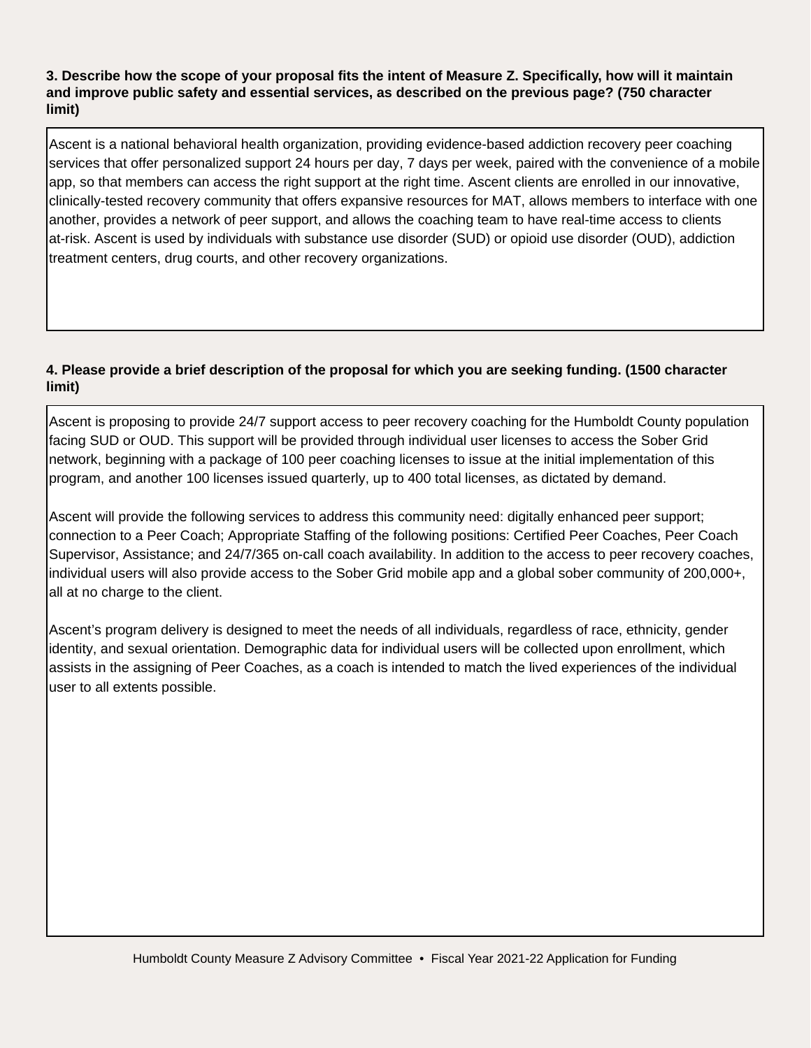**3. Describe how the scope of your proposal fits the intent of Measure Z. Specifically, how will it maintain and improve public safety and essential services, as described on the previous page? (750 character limit)**

Ascent is a national behavioral health organization, providing evidence-based addiction recovery peer coaching services that offer personalized support 24 hours per day, 7 days per week, paired with the convenience of a mobile app, so that members can access the right support at the right time. Ascent clients are enrolled in our innovative, clinically-tested recovery community that offers expansive resources for MAT, allows members to interface with one another, provides a network of peer support, and allows the coaching team to have real-time access to clients at-risk. Ascent is used by individuals with substance use disorder (SUD) or opioid use disorder (OUD), addiction treatment centers, drug courts, and other recovery organizations.

**4. Please provide a brief description of the proposal for which you are seeking funding. (1500 character limit)**

Ascent is proposing to provide 24/7 support access to peer recovery coaching for the Humboldt County population facing SUD or OUD. This support will be provided through individual user licenses to access the Sober Grid network, beginning with a package of 100 peer coaching licenses to issue at the initial implementation of this program, and another 100 licenses issued quarterly, up to 400 total licenses, as dictated by demand.

Ascent will provide the following services to address this community need: digitally enhanced peer support; connection to a Peer Coach; Appropriate Staffing of the following positions: Certified Peer Coaches, Peer Coach Supervisor, Assistance; and 24/7/365 on-call coach availability. In addition to the access to peer recovery coaches, individual users will also provide access to the Sober Grid mobile app and a global sober community of 200,000+, all at no charge to the client.

Ascent's program delivery is designed to meet the needs of all individuals, regardless of race, ethnicity, gender identity, and sexual orientation. Demographic data for individual users will be collected upon enrollment, which assists in the assigning of Peer Coaches, as a coach is intended to match the lived experiences of the individual user to all extents possible.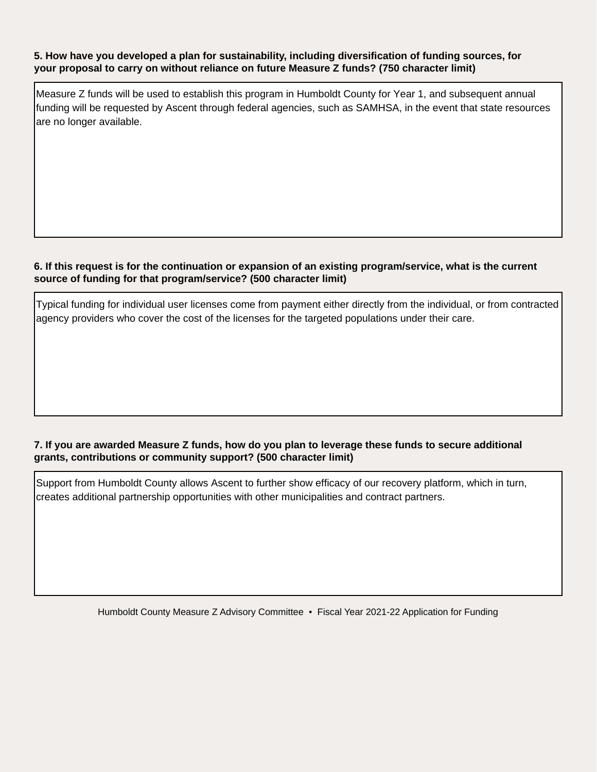**5. How have you developed a plan for sustainability, including diversification of funding sources, for your proposal to carry on without reliance on future Measure Z funds? (750 character limit)**

Measure Z funds will be used to establish this program in Humboldt County for Year 1, and subsequent annual funding will be requested by Ascent through federal agencies, such as SAMHSA, in the event that state resources are no longer available.

**6. If this request is for the continuation or expansion of an existing program/service, what is the current source of funding for that program/service? (500 character limit)**

Typical funding for individual user licenses come from payment either directly from the individual, or from contracted agency providers who cover the cost of the licenses for the targeted populations under their care.

**7. If you are awarded Measure Z funds, how do you plan to leverage these funds to secure additional grants, contributions or community support? (500 character limit)**

Support from Humboldt County allows Ascent to further show efficacy of our recovery platform, which in turn, creates additional partnership opportunities with other municipalities and contract partners.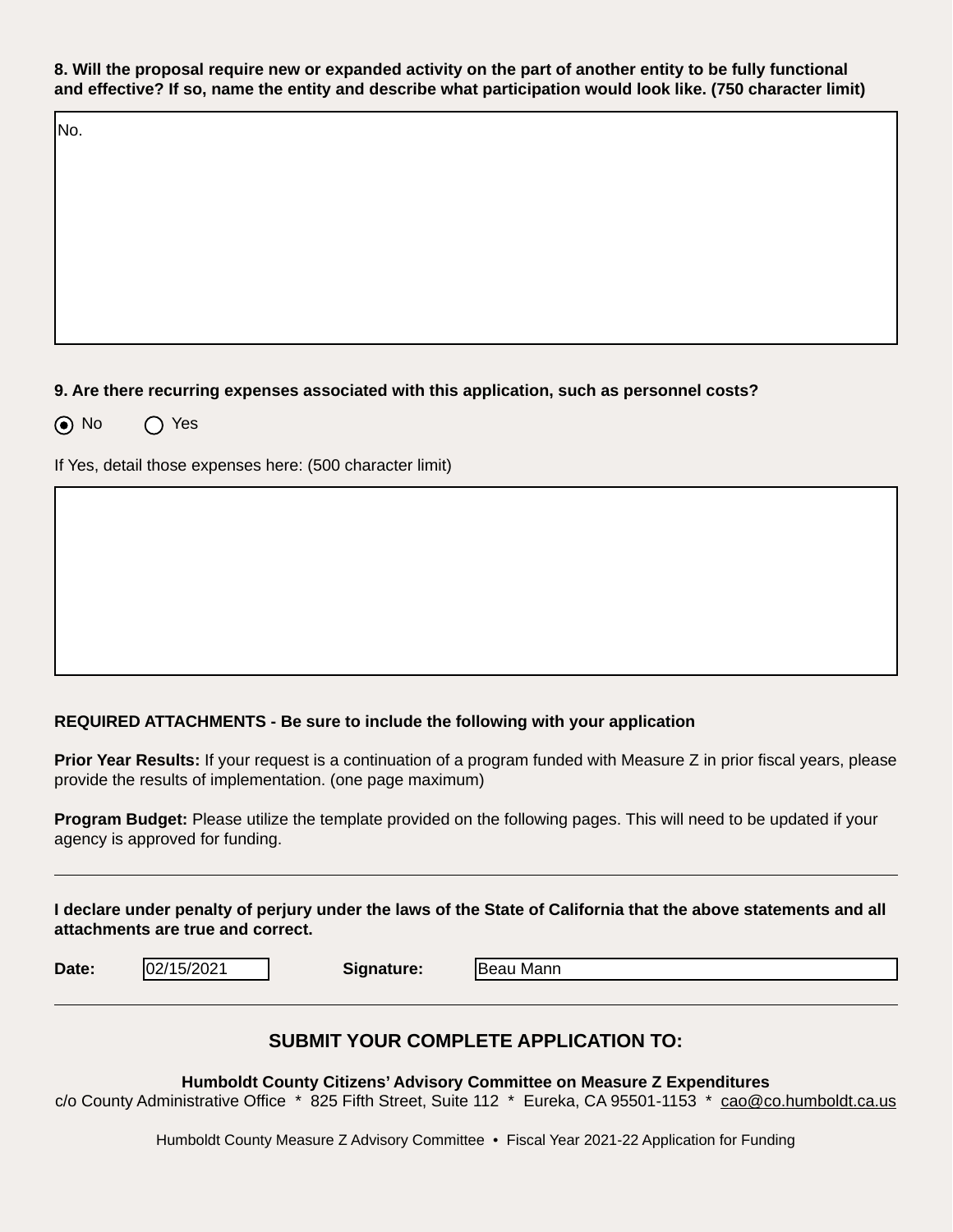**8. Will the proposal require new or expanded activity on the part of another entity to be fully functional and effective? If so, name the entity and describe what participation would look like. (750 character limit)**

No.

**9. Are there recurring expenses associated with this application, such as personnel costs?**

◉ No ◯ Yes

If Yes, detail those expenses here: (500 character limit)

**REQUIRED ATTACHMENTS - Be sure to include the following with your application**

**Prior Year Results:** If your request is a continuation of a program funded with Measure Z in prior fiscal years, please provide the results of implementation. (one page maximum)

**Program Budget:** Please utilize the template provided on the following pages. This will need to be updated if your agency is approved for funding.

---

**I declare under penalty of perjury under the laws of the State of California that the above statements and all attachments are true and correct.**

**Date:** 02/15/2021 **Signature:** Beau Mann

---

## SUBMIT YOUR COMPLETE APPLICATION TO:

**Humboldt County Citizens' Advisory Committee on Measure Z Expenditures**
c/o County Administrative Office * 825 Fifth Street, Suite 112 * Eureka, CA 95501-1153 * cao@co.humboldt.ca.us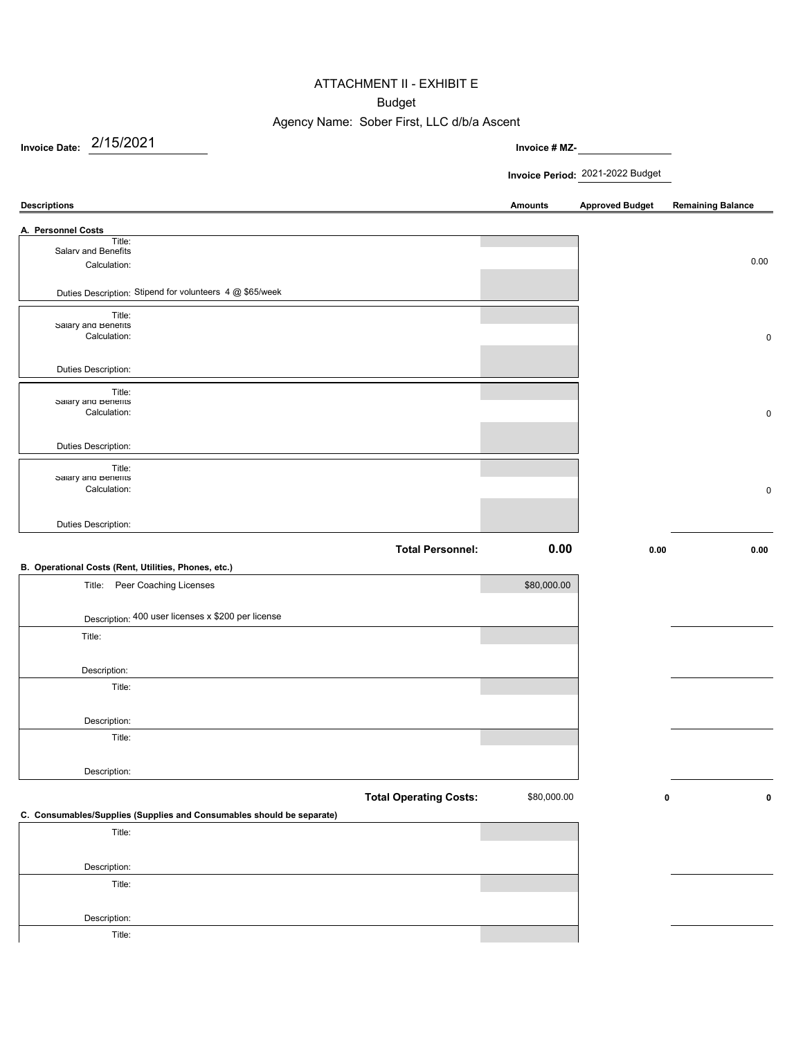# ATTACHMENT II - EXHIBIT E

## Budget

### Agency Name: Sober First, LLC d/b/a Ascent

**Invoice Date:** 2/15/2021

**Invoice # MZ-**

**Invoice Period:** 2021-2022 Budget

| Descriptions | Amounts | Approved Budget | Remaining Balance |
|---|---|---|---|
| **A. Personnel Costs** | | | |
| Title: Salary and Benefits | | | |
| Calculation: | | | 0.00 |
| Duties Description: Stipend for volunteers 4 @ $65/week | | | |
| Title: Salary and Benefits | | | |
| Calculation: | | | 0 |
| Duties Description: | | | |
| Title: Salary and Benefits | | | |
| Calculation: | | | 0 |
| Duties Description: | | | |
| Title: Salary and Benefits | | | |
| Calculation: | | | 0 |
| Duties Description: | | | |
| **Total Personnel:** | **0.00** | **0.00** | **0.00** |
| **B. Operational Costs (Rent, Utilities, Phones, etc.)** | | | |
| Title: Peer Coaching Licenses | $80,000.00 | | |
| Description: 400 user licenses x $200 per license | | | |
| Title: | | | |
| Description: | | | |
| Title: | | | |
| Description: | | | |
| Title: | | | |
| Description: | | | |
| **Total Operating Costs:** | $80,000.00 | **0** | **0** |
| **C. Consumables/Supplies (Supplies and Consumables should be separate)** | | | |
| Title: | | | |
| Description: | | | |
| Title: | | | |
| Description: | | | |
| Title: | | | |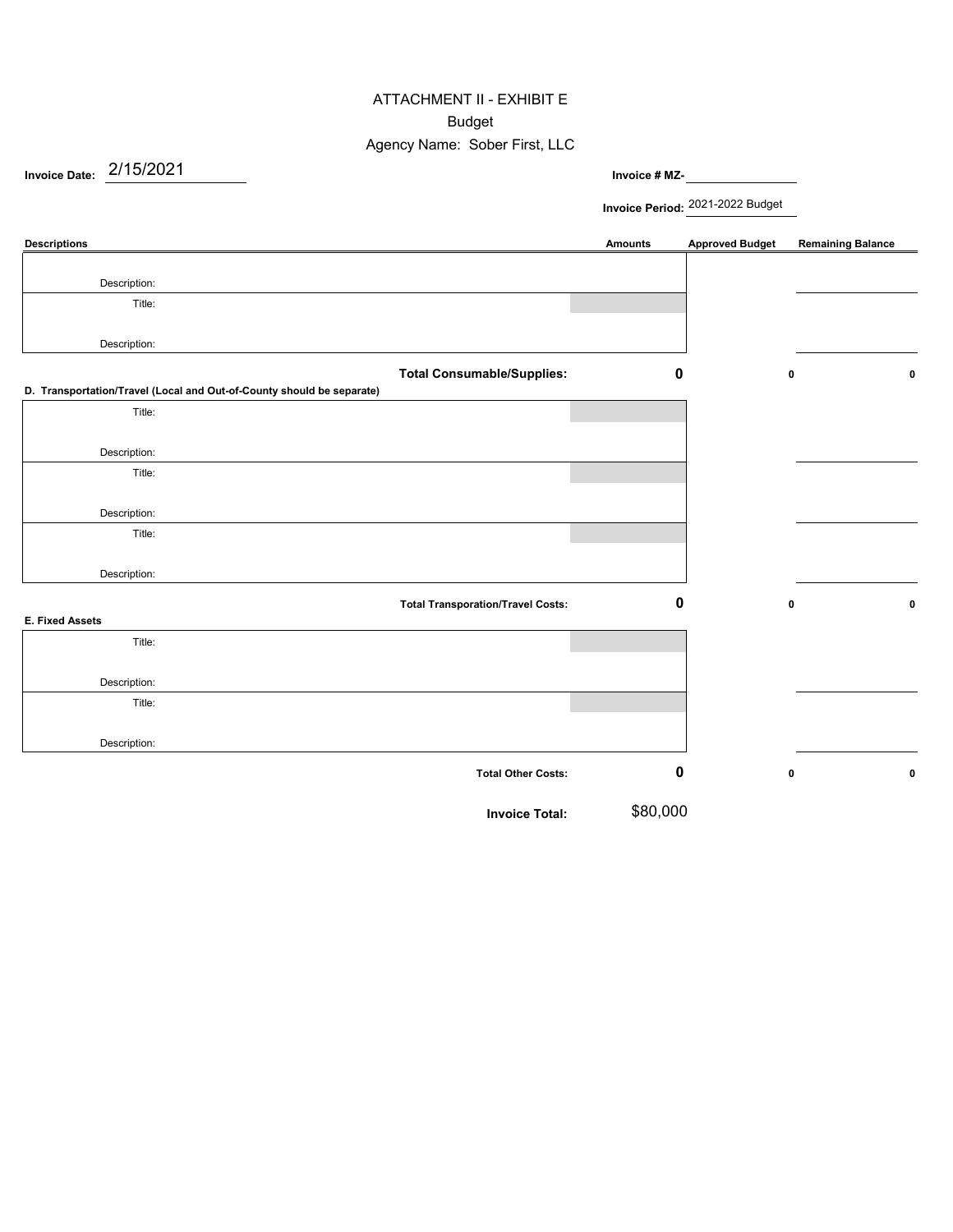ATTACHMENT II - EXHIBIT E

Budget

Agency Name: Sober First, LLC

**Invoice Date:** 2/15/2021

**Invoice # MZ-**

**Invoice Period:** 2021-2022 Budget

| **Descriptions** | **Amounts** | **Approved Budget** | **Remaining Balance** |
|---|---|---|---|
| Description: | | | |
| Title: | | | |
| Description: | | | |
| **Total Consumable/Supplies:** | **0** | **0** | **0** |
| **D. Transportation/Travel (Local and Out-of-County should be separate)** | | | |
| Title: | | | |
| Description: | | | |
| Title: | | | |
| Description: | | | |
| Title: | | | |
| Description: | | | |
| **Total Transporation/Travel Costs:** | **0** | **0** | **0** |
| **E. Fixed Assets** | | | |
| Title: | | | |
| Description: | | | |
| Title: | | | |
| Description: | | | |
| **Total Other Costs:** | **0** | **0** | **0** |
| **Invoice Total:** | $80,000 | | |